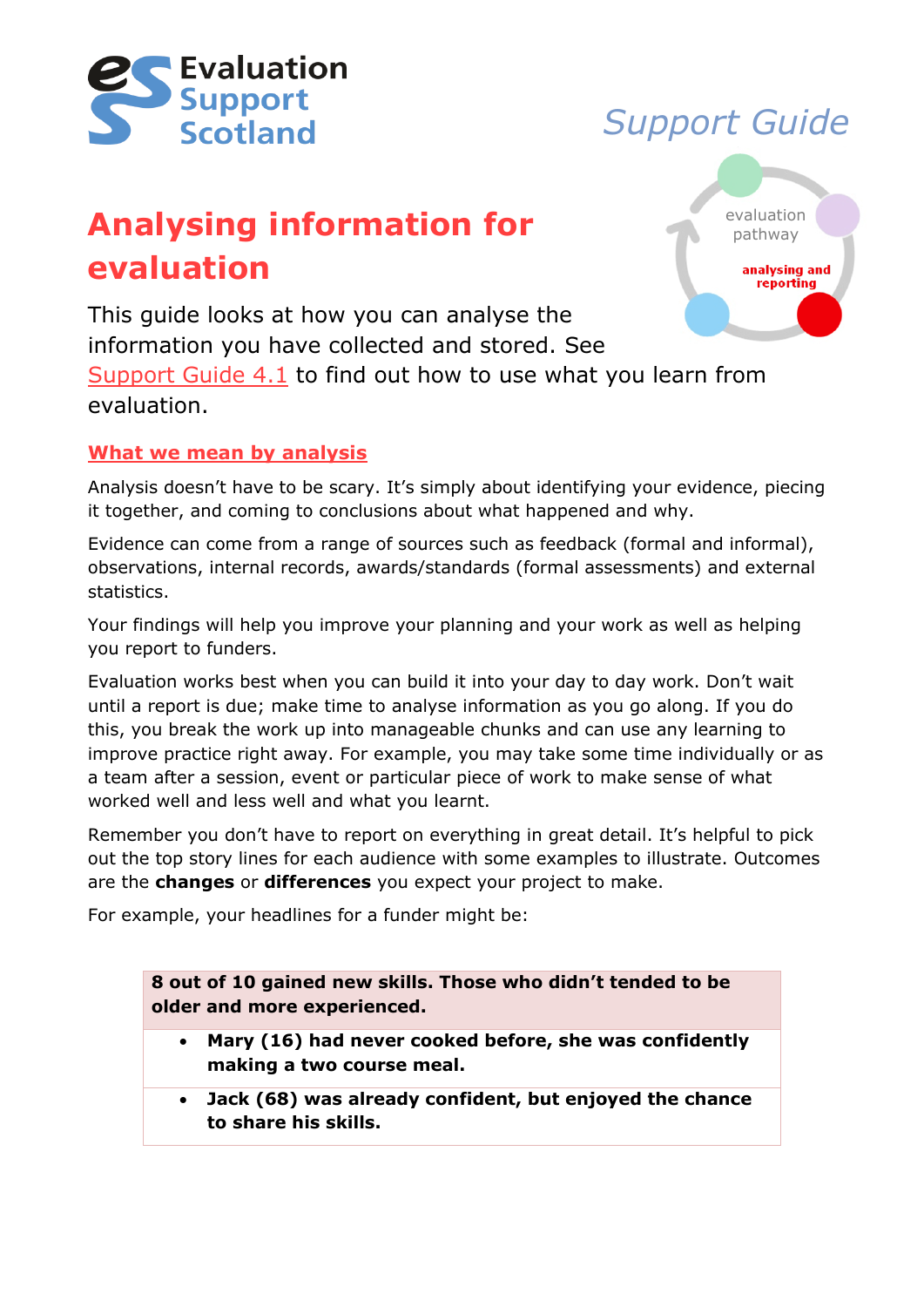Evaluation Support Scotland

*Support Guide*

# Analysing information for evaluation

evaluation pathway

analysing and reporting

This guide looks at how you can analyse the information you have collected and stored. See Support Guide 4.1 to find out how to use what you learn from evaluation.

## What we mean by analysis

Analysis doesn't have to be scary. It's simply about identifying your evidence, piecing it together, and coming to conclusions about what happened and why.

Evidence can come from a range of sources such as feedback (formal and informal), observations, internal records, awards/standards (formal assessments) and external statistics.

Your findings will help you improve your planning and your work as well as helping you report to funders.

Evaluation works best when you can build it into your day to day work. Don't wait until a report is due; make time to analyse information as you go along. If you do this, you break the work up into manageable chunks and can use any learning to improve practice right away. For example, you may take some time individually or as a team after a session, event or particular piece of work to make sense of what worked well and less well and what you learnt.

Remember you don't have to report on everything in great detail. It's helpful to pick out the top story lines for each audience with some examples to illustrate. Outcomes are the **changes** or **differences** you expect your project to make.

For example, your headlines for a funder might be:

| **8 out of 10 gained new skills. Those who didn't tended to be older and more experienced.** |
|---|
| • **Mary (16) had never cooked before, she was confidently making a two course meal.** |
| • **Jack (68) was already confident, but enjoyed the chance to share his skills.** |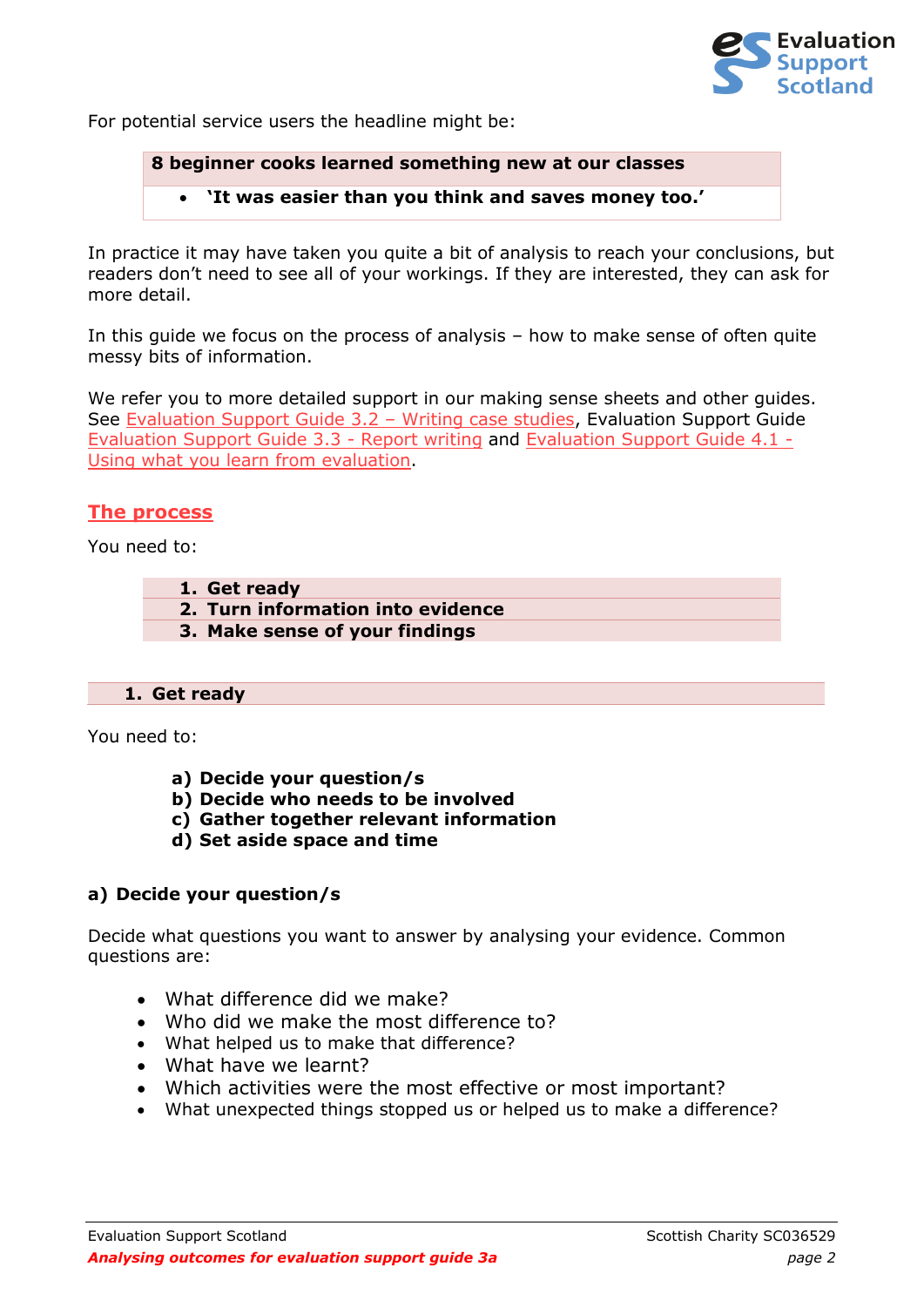For potential service users the headline might be:

| **8 beginner cooks learned something new at our classes** |
|---|
| • **'It was easier than you think and saves money too.'** |

In practice it may have taken you quite a bit of analysis to reach your conclusions, but readers don't need to see all of your workings. If they are interested, they can ask for more detail.

In this guide we focus on the process of analysis – how to make sense of often quite messy bits of information.

We refer you to more detailed support in our making sense sheets and other guides. See Evaluation Support Guide 3.2 – Writing case studies, Evaluation Support Guide Evaluation Support Guide 3.3 - Report writing and Evaluation Support Guide 4.1 - Using what you learn from evaluation.

## The process

You need to:

1. **Get ready**
2. **Turn information into evidence**
3. **Make sense of your findings**

### 1. Get ready

You need to:

a) **Decide your question/s**
b) **Decide who needs to be involved**
c) **Gather together relevant information**
d) **Set aside space and time**

#### a) Decide your question/s

Decide what questions you want to answer by analysing your evidence. Common questions are:

- What difference did we make?
- Who did we make the most difference to?
- What helped us to make that difference?
- What have we learnt?
- Which activities were the most effective or most important?
- What unexpected things stopped us or helped us to make a difference?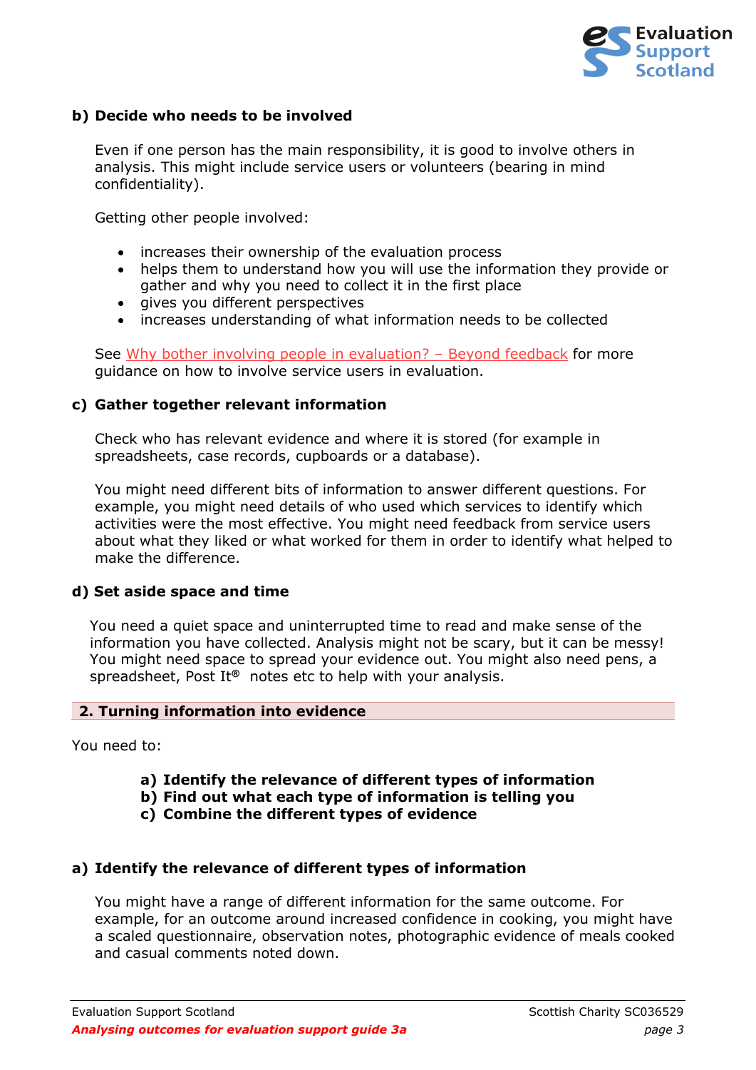### b) Decide who needs to be involved

Even if one person has the main responsibility, it is good to involve others in analysis. This might include service users or volunteers (bearing in mind confidentiality).

Getting other people involved:

- increases their ownership of the evaluation process
- helps them to understand how you will use the information they provide or gather and why you need to collect it in the first place
- gives you different perspectives
- increases understanding of what information needs to be collected

See Why bother involving people in evaluation? – Beyond feedback for more guidance on how to involve service users in evaluation.

### c) Gather together relevant information

Check who has relevant evidence and where it is stored (for example in spreadsheets, case records, cupboards or a database).

You might need different bits of information to answer different questions. For example, you might need details of who used which services to identify which activities were the most effective. You might need feedback from service users about what they liked or what worked for them in order to identify what helped to make the difference.

### d) Set aside space and time

You need a quiet space and uninterrupted time to read and make sense of the information you have collected. Analysis might not be scary, but it can be messy! You might need space to spread your evidence out. You might also need pens, a spreadsheet, Post It® notes etc to help with your analysis.

## 2. Turning information into evidence

You need to:

**a) Identify the relevance of different types of information**
**b) Find out what each type of information is telling you**
**c) Combine the different types of evidence**

### a) Identify the relevance of different types of information

You might have a range of different information for the same outcome. For example, for an outcome around increased confidence in cooking, you might have a scaled questionnaire, observation notes, photographic evidence of meals cooked and casual comments noted down.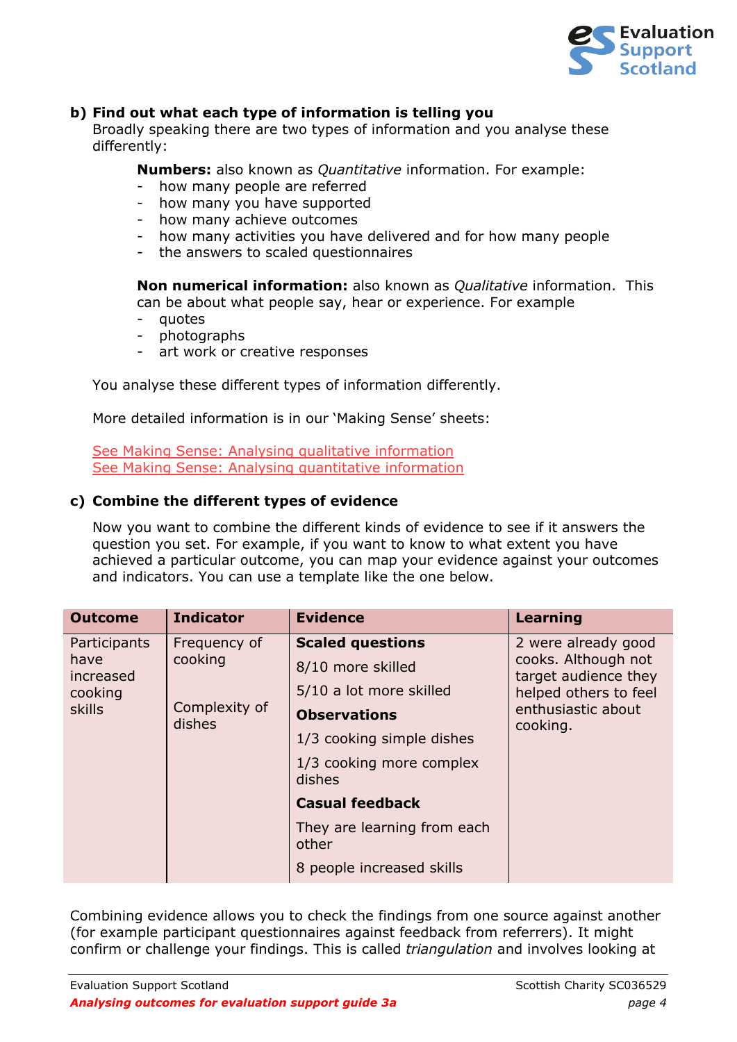### b) Find out what each type of information is telling you

Broadly speaking there are two types of information and you analyse these differently:

**Numbers:** also known as *Quantitative* information. For example:

- how many people are referred
- how many you have supported
- how many achieve outcomes
- how many activities you have delivered and for how many people
- the answers to scaled questionnaires

**Non numerical information:** also known as *Qualitative* information. This can be about what people say, hear or experience. For example

- quotes
- photographs
- art work or creative responses

You analyse these different types of information differently.

More detailed information is in our 'Making Sense' sheets:

See Making Sense: Analysing qualitative information
See Making Sense: Analysing quantitative information

### c) Combine the different types of evidence

Now you want to combine the different kinds of evidence to see if it answers the question you set. For example, if you want to know to what extent you have achieved a particular outcome, you can map your evidence against your outcomes and indicators. You can use a template like the one below.

| Outcome | Indicator | Evidence | Learning |
|---|---|---|---|
| Participants have increased cooking skills | Frequency of cooking<br><br>Complexity of dishes | **Scaled questions**<br>8/10 more skilled<br>5/10 a lot more skilled<br>**Observations**<br>1/3 cooking simple dishes<br>1/3 cooking more complex dishes<br>**Casual feedback**<br>They are learning from each other<br>8 people increased skills | 2 were already good cooks. Although not target audience they helped others to feel enthusiastic about cooking. |

Combining evidence allows you to check the findings from one source against another (for example participant questionnaires against feedback from referrers). It might confirm or challenge your findings. This is called *triangulation* and involves looking at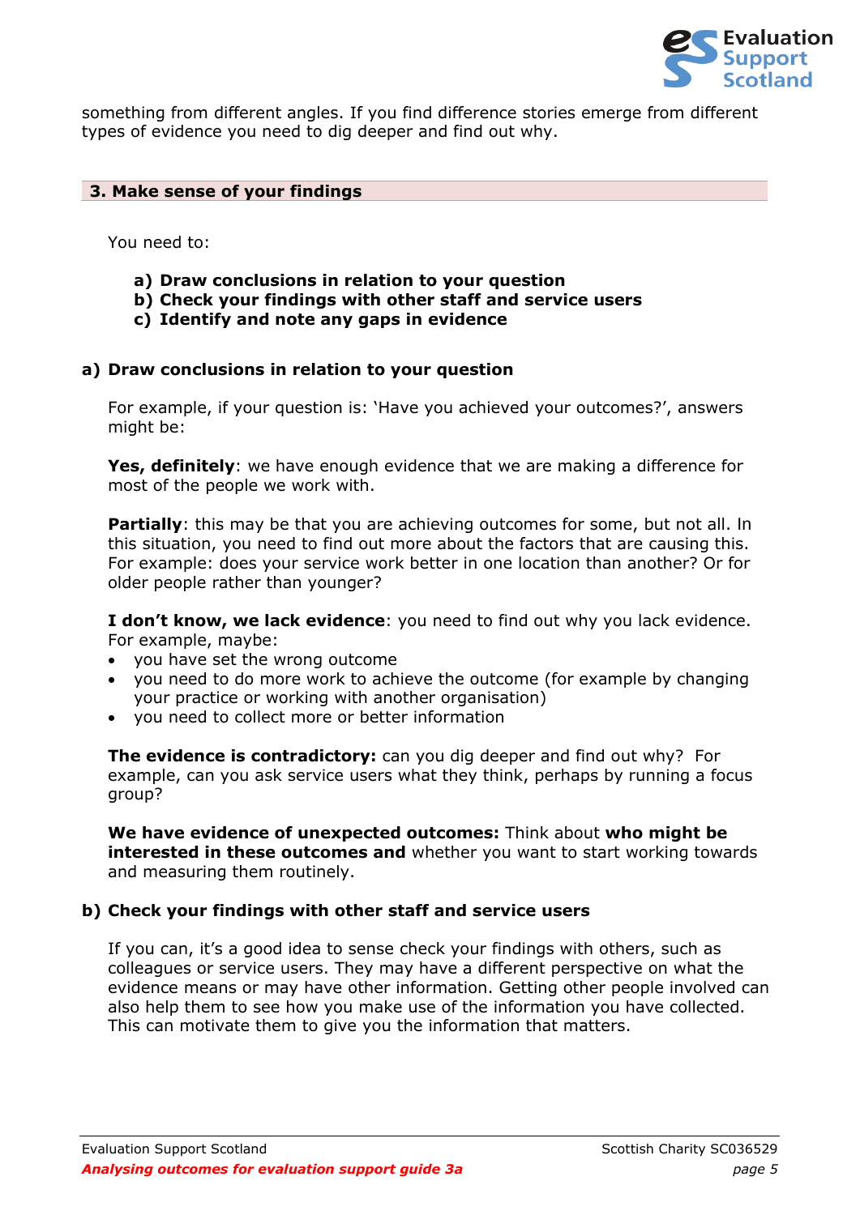something from different angles. If you find difference stories emerge from different types of evidence you need to dig deeper and find out why.

## 3. Make sense of your findings

You need to:

**a) Draw conclusions in relation to your question**
**b) Check your findings with other staff and service users**
**c) Identify and note any gaps in evidence**

### a) Draw conclusions in relation to your question

For example, if your question is: 'Have you achieved your outcomes?', answers might be:

**Yes, definitely**: we have enough evidence that we are making a difference for most of the people we work with.

**Partially**: this may be that you are achieving outcomes for some, but not all. In this situation, you need to find out more about the factors that are causing this. For example: does your service work better in one location than another? Or for older people rather than younger?

**I don't know, we lack evidence**: you need to find out why you lack evidence. For example, maybe:

- you have set the wrong outcome
- you need to do more work to achieve the outcome (for example by changing your practice or working with another organisation)
- you need to collect more or better information

**The evidence is contradictory:** can you dig deeper and find out why? For example, can you ask service users what they think, perhaps by running a focus group?

**We have evidence of unexpected outcomes:** Think about **who might be interested in these outcomes and** whether you want to start working towards and measuring them routinely.

### b) Check your findings with other staff and service users

If you can, it's a good idea to sense check your findings with others, such as colleagues or service users. They may have a different perspective on what the evidence means or may have other information. Getting other people involved can also help them to see how you make use of the information you have collected. This can motivate them to give you the information that matters.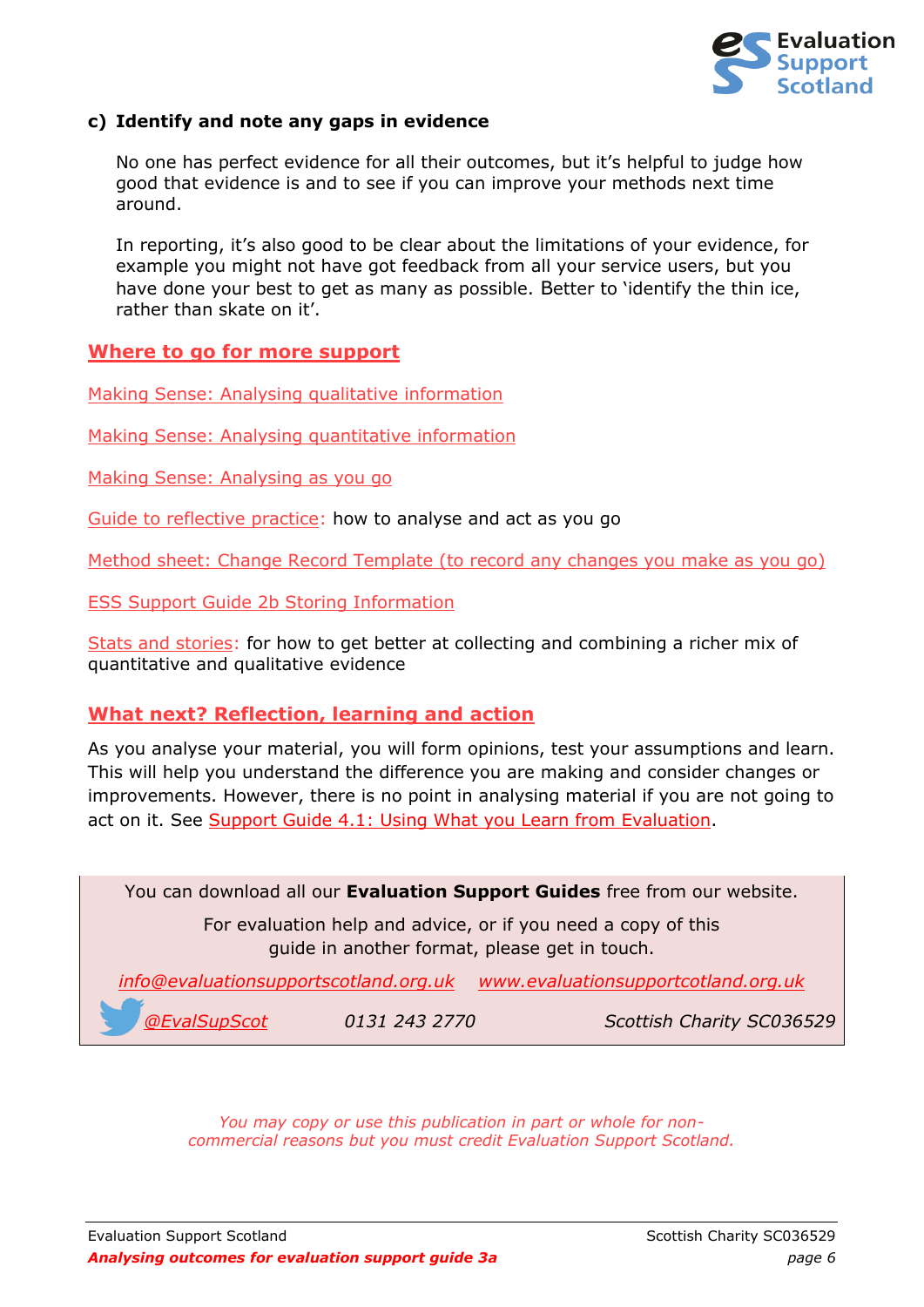**c) Identify and note any gaps in evidence**

No one has perfect evidence for all their outcomes, but it's helpful to judge how good that evidence is and to see if you can improve your methods next time around.

In reporting, it's also good to be clear about the limitations of your evidence, for example you might not have got feedback from all your service users, but you have done your best to get as many as possible. Better to 'identify the thin ice, rather than skate on it'.

## Where to go for more support

Making Sense: Analysing qualitative information

Making Sense: Analysing quantitative information

Making Sense: Analysing as you go

Guide to reflective practice: how to analyse and act as you go

Method sheet: Change Record Template (to record any changes you make as you go)

ESS Support Guide 2b Storing Information

Stats and stories: for how to get better at collecting and combining a richer mix of quantitative and qualitative evidence

## What next? Reflection, learning and action

As you analyse your material, you will form opinions, test your assumptions and learn. This will help you understand the difference you are making and consider changes or improvements. However, there is no point in analysing material if you are not going to act on it. See Support Guide 4.1: Using What you Learn from Evaluation.

You can download all our **Evaluation Support Guides** free from our website.

For evaluation help and advice, or if you need a copy of this guide in another format, please get in touch.

*info@evaluationsupportscotland.org.uk* *www.evaluationsupportcotland.org.uk*

*@EvalSupScot* *0131 243 2770* *Scottish Charity SC036529*

*You may copy or use this publication in part or whole for non-commercial reasons but you must credit Evaluation Support Scotland.*